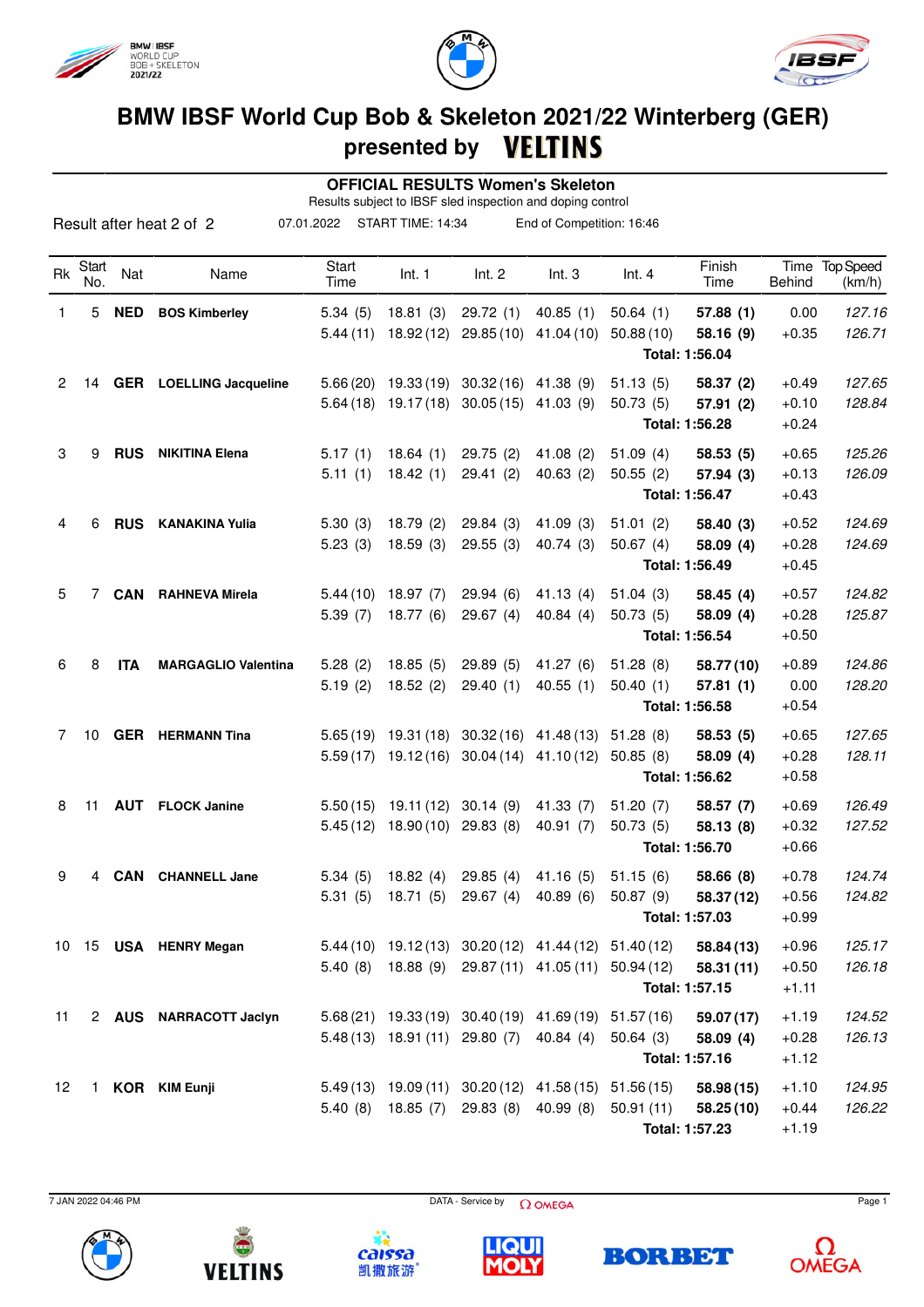# BMW IBSF World Cup Bob & Skeleton 2021/22 Winterberg (GER)

## presented by VELTINS

### OFFICIAL RESULTS Women's Skeleton

Results subject to IBSF sled inspection and doping control

Result after heat 2 of 2 | 07.01.2022 | START TIME: 14:34 | End of Competition: 16:46

| Rk | Start No. | Nat | Name | Start Time | Int. 1 | Int. 2 | Int. 3 | Int. 4 | Finish Time | Time Behind | Top Speed (km/h) |
|---|---|---|---|---|---|---|---|---|---|---|---|
| 1 | 5 | **NED** | **BOS Kimberley** | 5.34 (5) | 18.81 (3) | 29.72 (1) | 40.85 (1) | 50.64 (1) | **57.88 (1)** | 0.00 | *127.16* |
| | | | | 5.44 (11) | 18.92 (12) | 29.85 (10) | 41.04 (10) | 50.88 (10) | **58.16 (9)** | +0.35 | *126.71* |
| | | | | | | | | | **Total: 1:56.04** | | |
| 2 | 14 | **GER** | **LOELLING Jacqueline** | 5.66 (20) | 19.33 (19) | 30.32 (16) | 41.38 (9) | 51.13 (5) | **58.37 (2)** | +0.49 | *127.65* |
| | | | | 5.64 (18) | 19.17 (18) | 30.05 (15) | 41.03 (9) | 50.73 (5) | **57.91 (2)** | +0.10 | *128.84* |
| | | | | | | | | | **Total: 1:56.28** | +0.24 | |
| 3 | 9 | **RUS** | **NIKITINA Elena** | 5.17 (1) | 18.64 (1) | 29.75 (2) | 41.08 (2) | 51.09 (4) | **58.53 (5)** | +0.65 | *125.26* |
| | | | | 5.11 (1) | 18.42 (1) | 29.41 (2) | 40.63 (2) | 50.55 (2) | **57.94 (3)** | +0.13 | *126.09* |
| | | | | | | | | | **Total: 1:56.47** | +0.43 | |
| 4 | 6 | **RUS** | **KANAKINA Yulia** | 5.30 (3) | 18.79 (2) | 29.84 (3) | 41.09 (3) | 51.01 (2) | **58.40 (3)** | +0.52 | *124.69* |
| | | | | 5.23 (3) | 18.59 (3) | 29.55 (3) | 40.74 (3) | 50.67 (4) | **58.09 (4)** | +0.28 | *124.69* |
| | | | | | | | | | **Total: 1:56.49** | +0.45 | |
| 5 | 7 | **CAN** | **RAHNEVA Mirela** | 5.44 (10) | 18.97 (7) | 29.94 (6) | 41.13 (4) | 51.04 (3) | **58.45 (4)** | +0.57 | *124.82* |
| | | | | 5.39 (7) | 18.77 (6) | 29.67 (4) | 40.84 (4) | 50.73 (5) | **58.09 (4)** | +0.28 | *125.87* |
| | | | | | | | | | **Total: 1:56.54** | +0.50 | |
| 6 | 8 | **ITA** | **MARGAGLIO Valentina** | 5.28 (2) | 18.85 (5) | 29.89 (5) | 41.27 (6) | 51.28 (8) | **58.77 (10)** | +0.89 | *124.86* |
| | | | | 5.19 (2) | 18.52 (2) | 29.40 (1) | 40.55 (1) | 50.40 (1) | **57.81 (1)** | 0.00 | *128.20* |
| | | | | | | | | | **Total: 1:56.58** | +0.54 | |
| 7 | 10 | **GER** | **HERMANN Tina** | 5.65 (19) | 19.31 (18) | 30.32 (16) | 41.48 (13) | 51.28 (8) | **58.53 (5)** | +0.65 | *127.65* |
| | | | | 5.59 (17) | 19.12 (16) | 30.04 (14) | 41.10 (12) | 50.85 (8) | **58.09 (4)** | +0.28 | *128.11* |
| | | | | | | | | | **Total: 1:56.62** | +0.58 | |
| 8 | 11 | **AUT** | **FLOCK Janine** | 5.50 (15) | 19.11 (12) | 30.14 (9) | 41.33 (7) | 51.20 (7) | **58.57 (7)** | +0.69 | *126.49* |
| | | | | 5.45 (12) | 18.90 (10) | 29.83 (8) | 40.91 (7) | 50.73 (5) | **58.13 (8)** | +0.32 | *127.52* |
| | | | | | | | | | **Total: 1:56.70** | +0.66 | |
| 9 | 4 | **CAN** | **CHANNELL Jane** | 5.34 (5) | 18.82 (4) | 29.85 (4) | 41.16 (5) | 51.15 (6) | **58.66 (8)** | +0.78 | *124.74* |
| | | | | 5.31 (5) | 18.71 (5) | 29.67 (4) | 40.89 (6) | 50.87 (9) | **58.37 (12)** | +0.56 | *124.82* |
| | | | | | | | | | **Total: 1:57.03** | +0.99 | |
| 10 | 15 | **USA** | **HENRY Megan** | 5.44 (10) | 19.12 (13) | 30.20 (12) | 41.44 (12) | 51.40 (12) | **58.84 (13)** | +0.96 | *125.17* |
| | | | | 5.40 (8) | 18.88 (9) | 29.87 (11) | 41.05 (11) | 50.94 (12) | **58.31 (11)** | +0.50 | *126.18* |
| | | | | | | | | | **Total: 1:57.15** | +1.11 | |
| 11 | 2 | **AUS** | **NARRACOTT Jaclyn** | 5.68 (21) | 19.33 (19) | 30.40 (19) | 41.69 (19) | 51.57 (16) | **59.07 (17)** | +1.19 | *124.52* |
| | | | | 5.48 (13) | 18.91 (11) | 29.80 (7) | 40.84 (4) | 50.64 (3) | **58.09 (4)** | +0.28 | *126.13* |
| | | | | | | | | | **Total: 1:57.16** | +1.12 | |
| 12 | 1 | **KOR** | **KIM Eunji** | 5.49 (13) | 19.09 (11) | 30.20 (12) | 41.58 (15) | 51.56 (15) | **58.98 (15)** | +1.10 | *124.95* |
| | | | | 5.40 (8) | 18.85 (7) | 29.83 (8) | 40.99 (8) | 50.91 (11) | **58.25 (10)** | +0.44 | *126.22* |
| | | | | | | | | | **Total: 1:57.23** | +1.19 | |

7 JAN 2022 04:46 PM — DATA - Service by OMEGA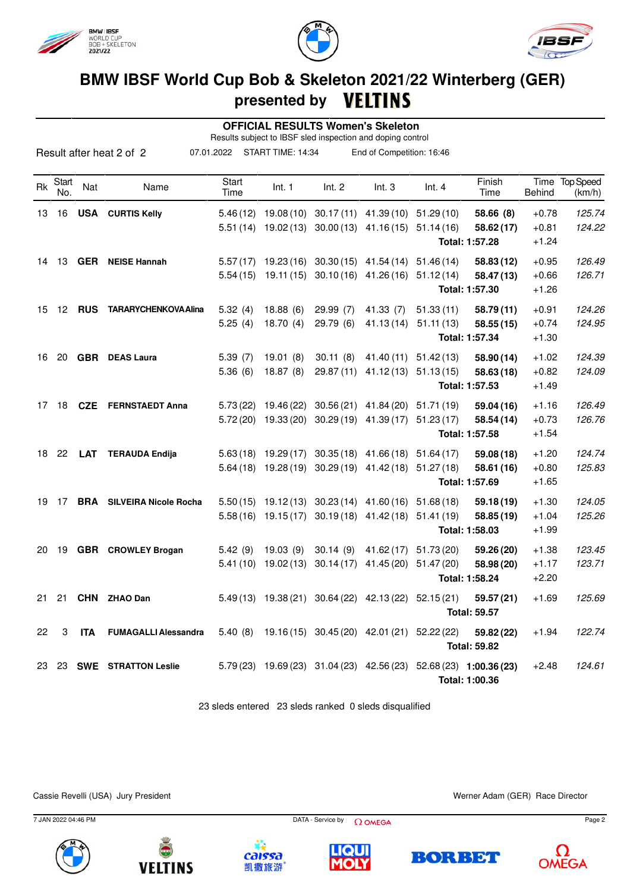# BMW IBSF World Cup Bob & Skeleton 2021/22 Winterberg (GER)

## presented by VELTINS

### OFFICIAL RESULTS Women's Skeleton

Results subject to IBSF sled inspection and doping control

Result after heat 2 of 2 | 07.01.2022 | START TIME: 14:34 | End of Competition: 16:46

| Rk | Start No. | Nat | Name | Start Time | Int. 1 | Int. 2 | Int. 3 | Int. 4 | Finish Time | Time Behind | Top Speed (km/h) |
|---|---|---|---|---|---|---|---|---|---|---|---|
| 13 | 16 | **USA** | **CURTIS Kelly** | 5.46 (12) | 19.08 (10) | 30.17 (11) | 41.39 (10) | 51.29 (10) | **58.66 (8)** | +0.78 | *125.74* |
| | | | | 5.51 (14) | 19.02 (13) | 30.00 (13) | 41.16 (15) | 51.14 (16) | **58.62 (17)** | +0.81 | *124.22* |
| | | | | | | | | | **Total: 1:57.28** | +1.24 | |
| 14 | 13 | **GER** | **NEISE Hannah** | 5.57 (17) | 19.23 (16) | 30.30 (15) | 41.54 (14) | 51.46 (14) | **58.83 (12)** | +0.95 | *126.49* |
| | | | | 5.54 (15) | 19.11 (15) | 30.10 (16) | 41.26 (16) | 51.12 (14) | **58.47 (13)** | +0.66 | *126.71* |
| | | | | | | | | | **Total: 1:57.30** | +1.26 | |
| 15 | 12 | **RUS** | **TARARYCHENKOVA Alina** | 5.32 (4) | 18.88 (6) | 29.99 (7) | 41.33 (7) | 51.33 (11) | **58.79 (11)** | +0.91 | *124.26* |
| | | | | 5.25 (4) | 18.70 (4) | 29.79 (6) | 41.13 (14) | 51.11 (13) | **58.55 (15)** | +0.74 | *124.95* |
| | | | | | | | | | **Total: 1:57.34** | +1.30 | |
| 16 | 20 | **GBR** | **DEAS Laura** | 5.39 (7) | 19.01 (8) | 30.11 (8) | 41.40 (11) | 51.42 (13) | **58.90 (14)** | +1.02 | *124.39* |
| | | | | 5.36 (6) | 18.87 (8) | 29.87 (11) | 41.12 (13) | 51.13 (15) | **58.63 (18)** | +0.82 | *124.09* |
| | | | | | | | | | **Total: 1:57.53** | +1.49 | |
| 17 | 18 | **CZE** | **FERNSTAEDT Anna** | 5.73 (22) | 19.46 (22) | 30.56 (21) | 41.84 (20) | 51.71 (19) | **59.04 (16)** | +1.16 | *126.49* |
| | | | | 5.72 (20) | 19.33 (20) | 30.29 (19) | 41.39 (17) | 51.23 (17) | **58.54 (14)** | +0.73 | *126.76* |
| | | | | | | | | | **Total: 1:57.58** | +1.54 | |
| 18 | 22 | **LAT** | **TERAUDA Endija** | 5.63 (18) | 19.29 (17) | 30.35 (18) | 41.66 (18) | 51.64 (17) | **59.08 (18)** | +1.20 | *124.74* |
| | | | | 5.64 (18) | 19.28 (19) | 30.29 (19) | 41.42 (18) | 51.27 (18) | **58.61 (16)** | +0.80 | *125.83* |
| | | | | | | | | | **Total: 1:57.69** | +1.65 | |
| 19 | 17 | **BRA** | **SILVEIRA Nicole Rocha** | 5.50 (15) | 19.12 (13) | 30.23 (14) | 41.60 (16) | 51.68 (18) | **59.18 (19)** | +1.30 | *124.05* |
| | | | | 5.58 (16) | 19.15 (17) | 30.19 (18) | 41.42 (18) | 51.41 (19) | **58.85 (19)** | +1.04 | *125.26* |
| | | | | | | | | | **Total: 1:58.03** | +1.99 | |
| 20 | 19 | **GBR** | **CROWLEY Brogan** | 5.42 (9) | 19.03 (9) | 30.14 (9) | 41.62 (17) | 51.73 (20) | **59.26 (20)** | +1.38 | *123.45* |
| | | | | 5.41 (10) | 19.02 (13) | 30.14 (17) | 41.45 (20) | 51.47 (20) | **58.98 (20)** | +1.17 | *123.71* |
| | | | | | | | | | **Total: 1:58.24** | +2.20 | |
| 21 | 21 | **CHN** | **ZHAO Dan** | 5.49 (13) | 19.38 (21) | 30.64 (22) | 42.13 (22) | 52.15 (21) | **59.57 (21)** | +1.69 | *125.69* |
| | | | | | | | | | **Total: 59.57** | | |
| 22 | 3 | **ITA** | **FUMAGALLI Alessandra** | 5.40 (8) | 19.16 (15) | 30.45 (20) | 42.01 (21) | 52.22 (22) | **59.82 (22)** | +1.94 | *122.74* |
| | | | | | | | | | **Total: 59.82** | | |
| 23 | 23 | **SWE** | **STRATTON Leslie** | 5.79 (23) | 19.69 (23) | 31.04 (23) | 42.56 (23) | 52.68 (23) | **1:00.36 (23)** | +2.48 | *124.61* |
| | | | | | | | | | **Total: 1:00.36** | | |

23 sleds entered   23 sleds ranked   0 sleds disqualified

Cassie Revelli (USA) Jury President

Werner Adam (GER) Race Director

7 JAN 2022 04:46 PM

DATA - Service by OMEGA